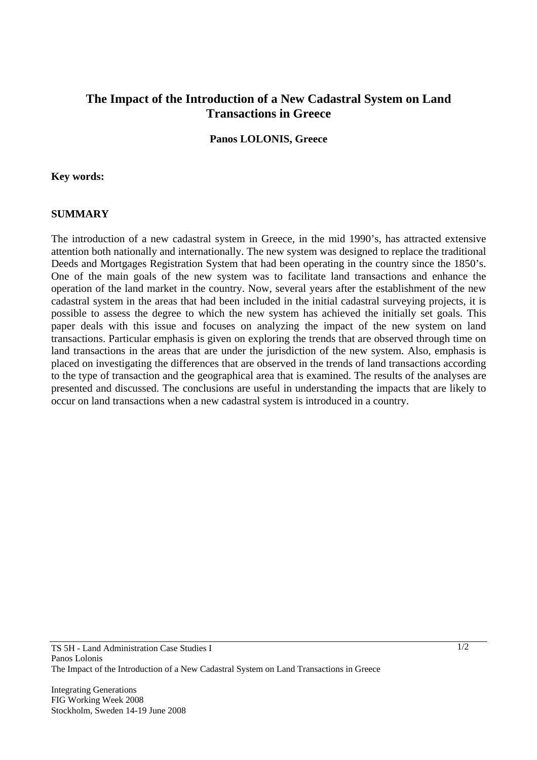# The Impact of the Introduction of a New Cadastral System on Land Transactions in Greece

**Panos LOLONIS, Greece**

**Key words:**

## SUMMARY

The introduction of a new cadastral system in Greece, in the mid 1990's, has attracted extensive attention both nationally and internationally. The new system was designed to replace the traditional Deeds and Mortgages Registration System that had been operating in the country since the 1850's. One of the main goals of the new system was to facilitate land transactions and enhance the operation of the land market in the country. Now, several years after the establishment of the new cadastral system in the areas that had been included in the initial cadastral surveying projects, it is possible to assess the degree to which the new system has achieved the initially set goals. This paper deals with this issue and focuses on analyzing the impact of the new system on land transactions. Particular emphasis is given on exploring the trends that are observed through time on land transactions in the areas that are under the jurisdiction of the new system. Also, emphasis is placed on investigating the differences that are observed in the trends of land transactions according to the type of transaction and the geographical area that is examined. The results of the analyses are presented and discussed. The conclusions are useful in understanding the impacts that are likely to occur on land transactions when a new cadastral system is introduced in a country.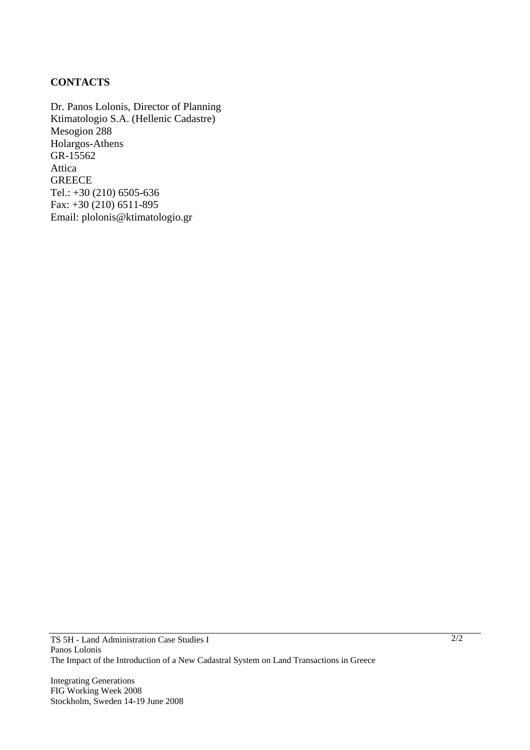**CONTACTS**

Dr. Panos Lolonis, Director of Planning
Ktimatologio S.A. (Hellenic Cadastre)
Mesogion 288
Holargos-Athens
GR-15562
Attica
GREECE
Tel.: +30 (210) 6505-636
Fax: +30 (210) 6511-895
Email: plolonis@ktimatologio.gr